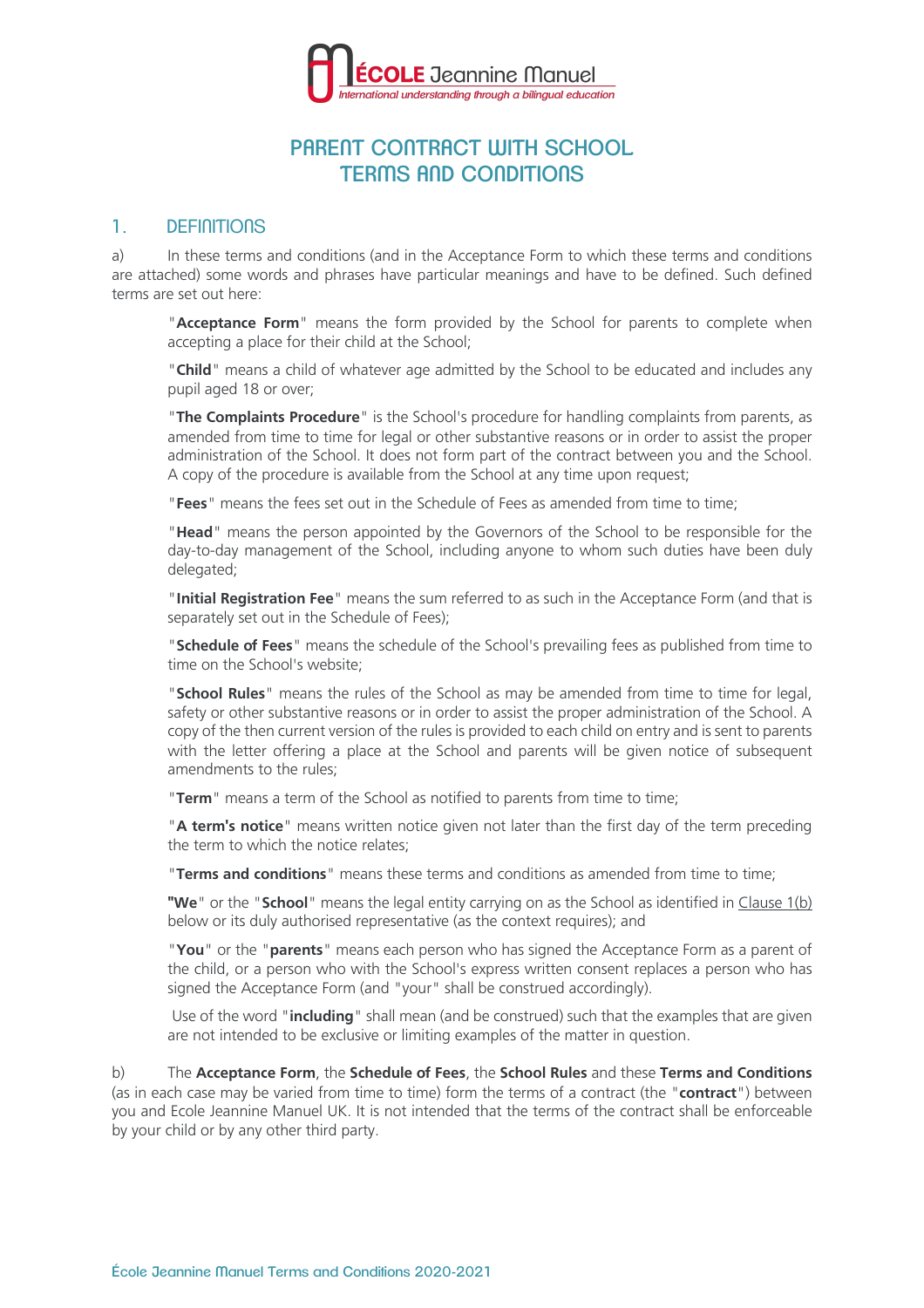ÉCOLE Jeannine Manuel
International understanding through a bilingual education

# PARENT CONTRACT WITH SCHOOL TERMS AND CONDITIONS

## 1. DEFINITIONS

a) In these terms and conditions (and in the Acceptance Form to which these terms and conditions are attached) some words and phrases have particular meanings and have to be defined. Such defined terms are set out here:

"**Acceptance Form**" means the form provided by the School for parents to complete when accepting a place for their child at the School;

"**Child**" means a child of whatever age admitted by the School to be educated and includes any pupil aged 18 or over;

"**The Complaints Procedure**" is the School's procedure for handling complaints from parents, as amended from time to time for legal or other substantive reasons or in order to assist the proper administration of the School. It does not form part of the contract between you and the School. A copy of the procedure is available from the School at any time upon request;

"**Fees**" means the fees set out in the Schedule of Fees as amended from time to time;

"**Head**" means the person appointed by the Governors of the School to be responsible for the day-to-day management of the School, including anyone to whom such duties have been duly delegated;

"**Initial Registration Fee**" means the sum referred to as such in the Acceptance Form (and that is separately set out in the Schedule of Fees);

"**Schedule of Fees**" means the schedule of the School's prevailing fees as published from time to time on the School's website;

"**School Rules**" means the rules of the School as may be amended from time to time for legal, safety or other substantive reasons or in order to assist the proper administration of the School. A copy of the then current version of the rules is provided to each child on entry and is sent to parents with the letter offering a place at the School and parents will be given notice of subsequent amendments to the rules;

"**Term**" means a term of the School as notified to parents from time to time;

"**A term's notice**" means written notice given not later than the first day of the term preceding the term to which the notice relates;

"**Terms and conditions**" means these terms and conditions as amended from time to time;

"**We**" or the "**School**" means the legal entity carrying on as the School as identified in Clause 1(b) below or its duly authorised representative (as the context requires); and

"**You**" or the "**parents**" means each person who has signed the Acceptance Form as a parent of the child, or a person who with the School's express written consent replaces a person who has signed the Acceptance Form (and "your" shall be construed accordingly).

Use of the word "**including**" shall mean (and be construed) such that the examples that are given are not intended to be exclusive or limiting examples of the matter in question.

b) The **Acceptance Form**, the **Schedule of Fees**, the **School Rules** and these **Terms and Conditions** (as in each case may be varied from time to time) form the terms of a contract (the "**contract**") between you and Ecole Jeannine Manuel UK. It is not intended that the terms of the contract shall be enforceable by your child or by any other third party.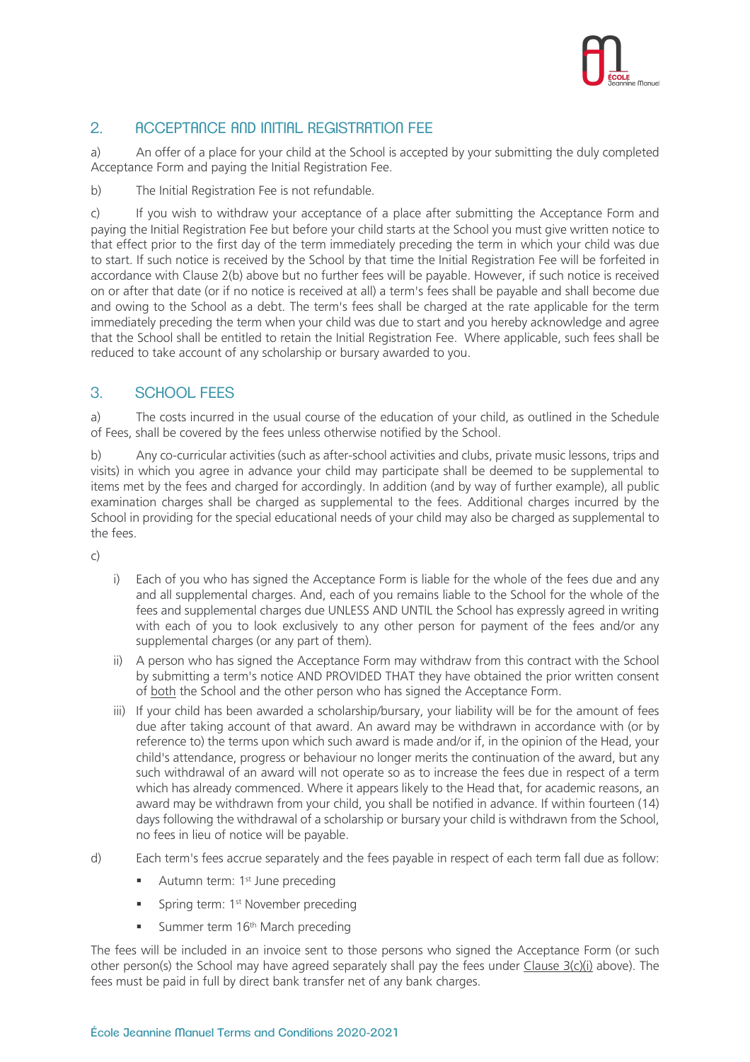## 2. ACCEPTANCE AND INITIAL REGISTRATION FEE

a) An offer of a place for your child at the School is accepted by your submitting the duly completed Acceptance Form and paying the Initial Registration Fee.

b) The Initial Registration Fee is not refundable.

c) If you wish to withdraw your acceptance of a place after submitting the Acceptance Form and paying the Initial Registration Fee but before your child starts at the School you must give written notice to that effect prior to the first day of the term immediately preceding the term in which your child was due to start. If such notice is received by the School by that time the Initial Registration Fee will be forfeited in accordance with Clause 2(b) above but no further fees will be payable. However, if such notice is received on or after that date (or if no notice is received at all) a term's fees shall be payable and shall become due and owing to the School as a debt. The term's fees shall be charged at the rate applicable for the term immediately preceding the term when your child was due to start and you hereby acknowledge and agree that the School shall be entitled to retain the Initial Registration Fee. Where applicable, such fees shall be reduced to take account of any scholarship or bursary awarded to you.

## 3. SCHOOL FEES

a) The costs incurred in the usual course of the education of your child, as outlined in the Schedule of Fees, shall be covered by the fees unless otherwise notified by the School.

b) Any co-curricular activities (such as after-school activities and clubs, private music lessons, trips and visits) in which you agree in advance your child may participate shall be deemed to be supplemental to items met by the fees and charged for accordingly. In addition (and by way of further example), all public examination charges shall be charged as supplemental to the fees. Additional charges incurred by the School in providing for the special educational needs of your child may also be charged as supplemental to the fees.

c)

i) Each of you who has signed the Acceptance Form is liable for the whole of the fees due and any and all supplemental charges. And, each of you remains liable to the School for the whole of the fees and supplemental charges due UNLESS AND UNTIL the School has expressly agreed in writing with each of you to look exclusively to any other person for payment of the fees and/or any supplemental charges (or any part of them).

ii) A person who has signed the Acceptance Form may withdraw from this contract with the School by submitting a term's notice AND PROVIDED THAT they have obtained the prior written consent of both the School and the other person who has signed the Acceptance Form.

iii) If your child has been awarded a scholarship/bursary, your liability will be for the amount of fees due after taking account of that award. An award may be withdrawn in accordance with (or by reference to) the terms upon which such award is made and/or if, in the opinion of the Head, your child's attendance, progress or behaviour no longer merits the continuation of the award, but any such withdrawal of an award will not operate so as to increase the fees due in respect of a term which has already commenced. Where it appears likely to the Head that, for academic reasons, an award may be withdrawn from your child, you shall be notified in advance. If within fourteen (14) days following the withdrawal of a scholarship or bursary your child is withdrawn from the School, no fees in lieu of notice will be payable.

d) Each term's fees accrue separately and the fees payable in respect of each term fall due as follow:

- Autumn term: 1st June preceding
- Spring term: 1st November preceding
- Summer term 16th March preceding

The fees will be included in an invoice sent to those persons who signed the Acceptance Form (or such other person(s) the School may have agreed separately shall pay the fees under Clause 3(c)(i) above). The fees must be paid in full by direct bank transfer net of any bank charges.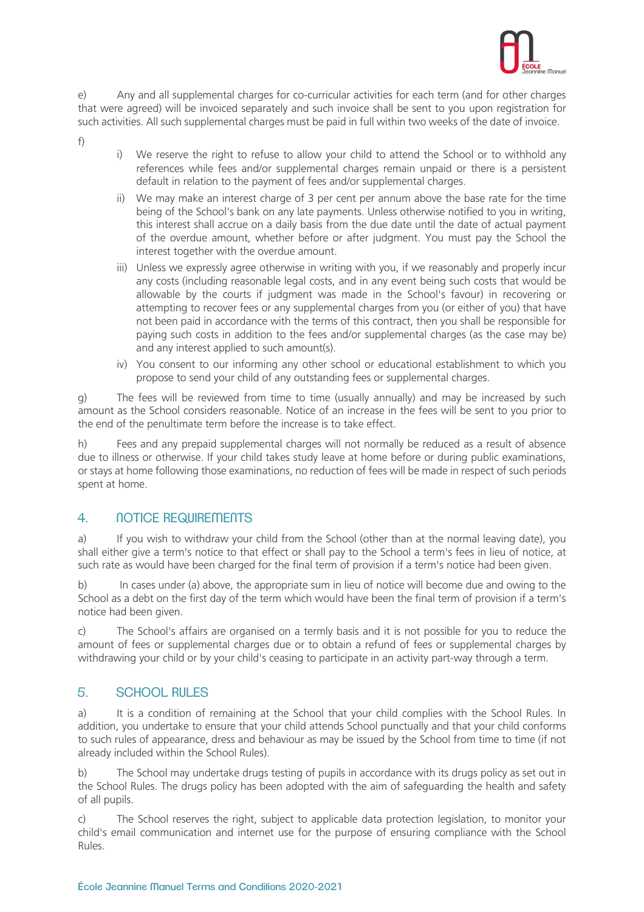e) Any and all supplemental charges for co-curricular activities for each term (and for other charges that were agreed) will be invoiced separately and such invoice shall be sent to you upon registration for such activities. All such supplemental charges must be paid in full within two weeks of the date of invoice.

f)

- i) We reserve the right to refuse to allow your child to attend the School or to withhold any references while fees and/or supplemental charges remain unpaid or there is a persistent default in relation to the payment of fees and/or supplemental charges.
- ii) We may make an interest charge of 3 per cent per annum above the base rate for the time being of the School's bank on any late payments. Unless otherwise notified to you in writing, this interest shall accrue on a daily basis from the due date until the date of actual payment of the overdue amount, whether before or after judgment. You must pay the School the interest together with the overdue amount.
- iii) Unless we expressly agree otherwise in writing with you, if we reasonably and properly incur any costs (including reasonable legal costs, and in any event being such costs that would be allowable by the courts if judgment was made in the School's favour) in recovering or attempting to recover fees or any supplemental charges from you (or either of you) that have not been paid in accordance with the terms of this contract, then you shall be responsible for paying such costs in addition to the fees and/or supplemental charges (as the case may be) and any interest applied to such amount(s).
- iv) You consent to our informing any other school or educational establishment to which you propose to send your child of any outstanding fees or supplemental charges.

g) The fees will be reviewed from time to time (usually annually) and may be increased by such amount as the School considers reasonable. Notice of an increase in the fees will be sent to you prior to the end of the penultimate term before the increase is to take effect.

h) Fees and any prepaid supplemental charges will not normally be reduced as a result of absence due to illness or otherwise. If your child takes study leave at home before or during public examinations, or stays at home following those examinations, no reduction of fees will be made in respect of such periods spent at home.

## 4. NOTICE REQUIREMENTS

a) If you wish to withdraw your child from the School (other than at the normal leaving date), you shall either give a term's notice to that effect or shall pay to the School a term's fees in lieu of notice, at such rate as would have been charged for the final term of provision if a term's notice had been given.

b) In cases under (a) above, the appropriate sum in lieu of notice will become due and owing to the School as a debt on the first day of the term which would have been the final term of provision if a term's notice had been given.

c) The School's affairs are organised on a termly basis and it is not possible for you to reduce the amount of fees or supplemental charges due or to obtain a refund of fees or supplemental charges by withdrawing your child or by your child's ceasing to participate in an activity part-way through a term.

## 5. SCHOOL RULES

a) It is a condition of remaining at the School that your child complies with the School Rules. In addition, you undertake to ensure that your child attends School punctually and that your child conforms to such rules of appearance, dress and behaviour as may be issued by the School from time to time (if not already included within the School Rules).

b) The School may undertake drugs testing of pupils in accordance with its drugs policy as set out in the School Rules. The drugs policy has been adopted with the aim of safeguarding the health and safety of all pupils.

c) The School reserves the right, subject to applicable data protection legislation, to monitor your child's email communication and internet use for the purpose of ensuring compliance with the School Rules.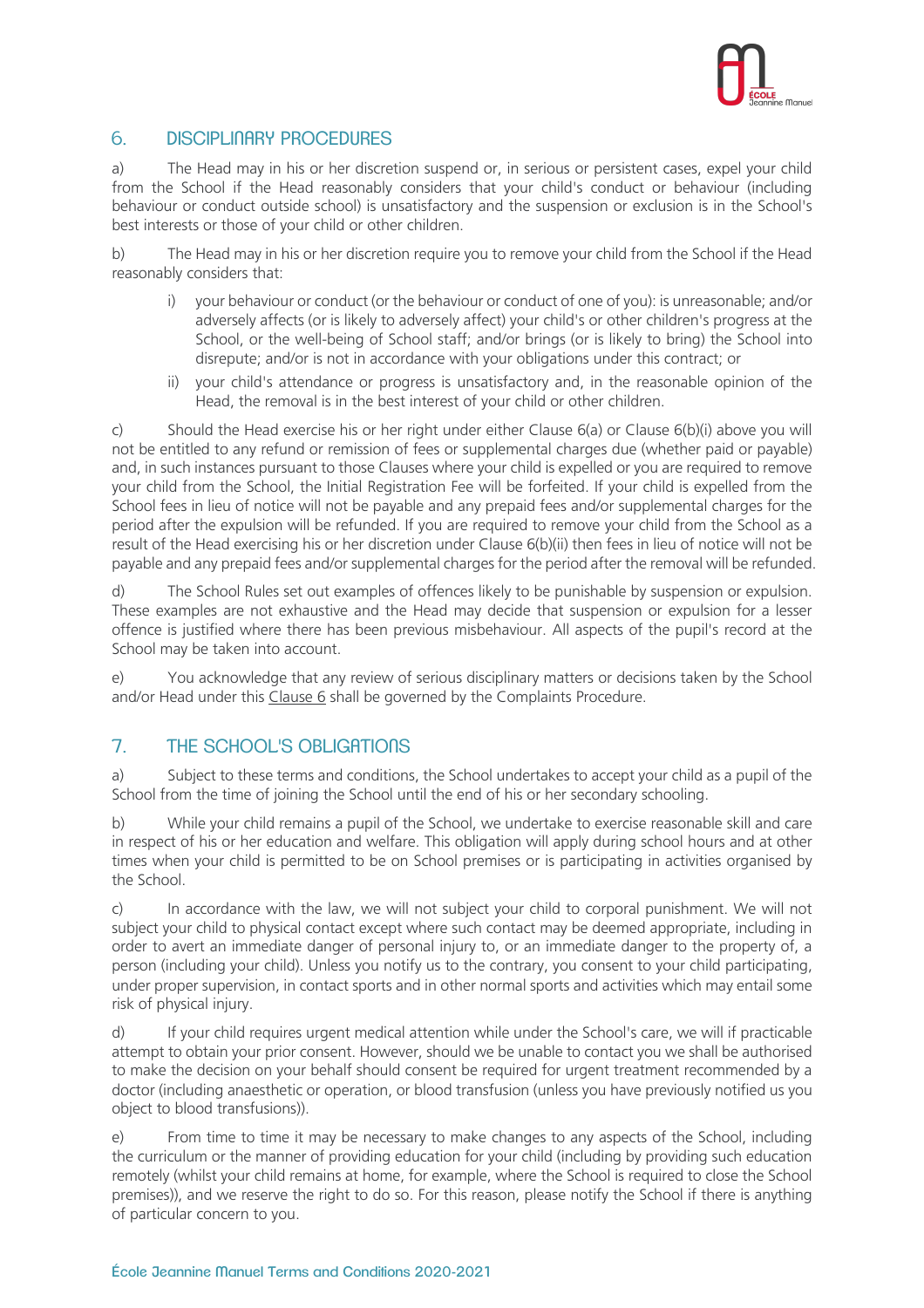## 6. DISCIPLINARY PROCEDURES

a) The Head may in his or her discretion suspend or, in serious or persistent cases, expel your child from the School if the Head reasonably considers that your child's conduct or behaviour (including behaviour or conduct outside school) is unsatisfactory and the suspension or exclusion is in the School's best interests or those of your child or other children.

b) The Head may in his or her discretion require you to remove your child from the School if the Head reasonably considers that:

- i) your behaviour or conduct (or the behaviour or conduct of one of you): is unreasonable; and/or adversely affects (or is likely to adversely affect) your child's or other children's progress at the School, or the well-being of School staff; and/or brings (or is likely to bring) the School into disrepute; and/or is not in accordance with your obligations under this contract; or
- ii) your child's attendance or progress is unsatisfactory and, in the reasonable opinion of the Head, the removal is in the best interest of your child or other children.

c) Should the Head exercise his or her right under either Clause 6(a) or Clause 6(b)(i) above you will not be entitled to any refund or remission of fees or supplemental charges due (whether paid or payable) and, in such instances pursuant to those Clauses where your child is expelled or you are required to remove your child from the School, the Initial Registration Fee will be forfeited. If your child is expelled from the School fees in lieu of notice will not be payable and any prepaid fees and/or supplemental charges for the period after the expulsion will be refunded. If you are required to remove your child from the School as a result of the Head exercising his or her discretion under Clause 6(b)(ii) then fees in lieu of notice will not be payable and any prepaid fees and/or supplemental charges for the period after the removal will be refunded.

d) The School Rules set out examples of offences likely to be punishable by suspension or expulsion. These examples are not exhaustive and the Head may decide that suspension or expulsion for a lesser offence is justified where there has been previous misbehaviour. All aspects of the pupil's record at the School may be taken into account.

e) You acknowledge that any review of serious disciplinary matters or decisions taken by the School and/or Head under this Clause 6 shall be governed by the Complaints Procedure.

## 7. THE SCHOOL'S OBLIGATIONS

a) Subject to these terms and conditions, the School undertakes to accept your child as a pupil of the School from the time of joining the School until the end of his or her secondary schooling.

b) While your child remains a pupil of the School, we undertake to exercise reasonable skill and care in respect of his or her education and welfare. This obligation will apply during school hours and at other times when your child is permitted to be on School premises or is participating in activities organised by the School.

c) In accordance with the law, we will not subject your child to corporal punishment. We will not subject your child to physical contact except where such contact may be deemed appropriate, including in order to avert an immediate danger of personal injury to, or an immediate danger to the property of, a person (including your child). Unless you notify us to the contrary, you consent to your child participating, under proper supervision, in contact sports and in other normal sports and activities which may entail some risk of physical injury.

d) If your child requires urgent medical attention while under the School's care, we will if practicable attempt to obtain your prior consent. However, should we be unable to contact you we shall be authorised to make the decision on your behalf should consent be required for urgent treatment recommended by a doctor (including anaesthetic or operation, or blood transfusion (unless you have previously notified us you object to blood transfusions)).

e) From time to time it may be necessary to make changes to any aspects of the School, including the curriculum or the manner of providing education for your child (including by providing such education remotely (whilst your child remains at home, for example, where the School is required to close the School premises)), and we reserve the right to do so. For this reason, please notify the School if there is anything of particular concern to you.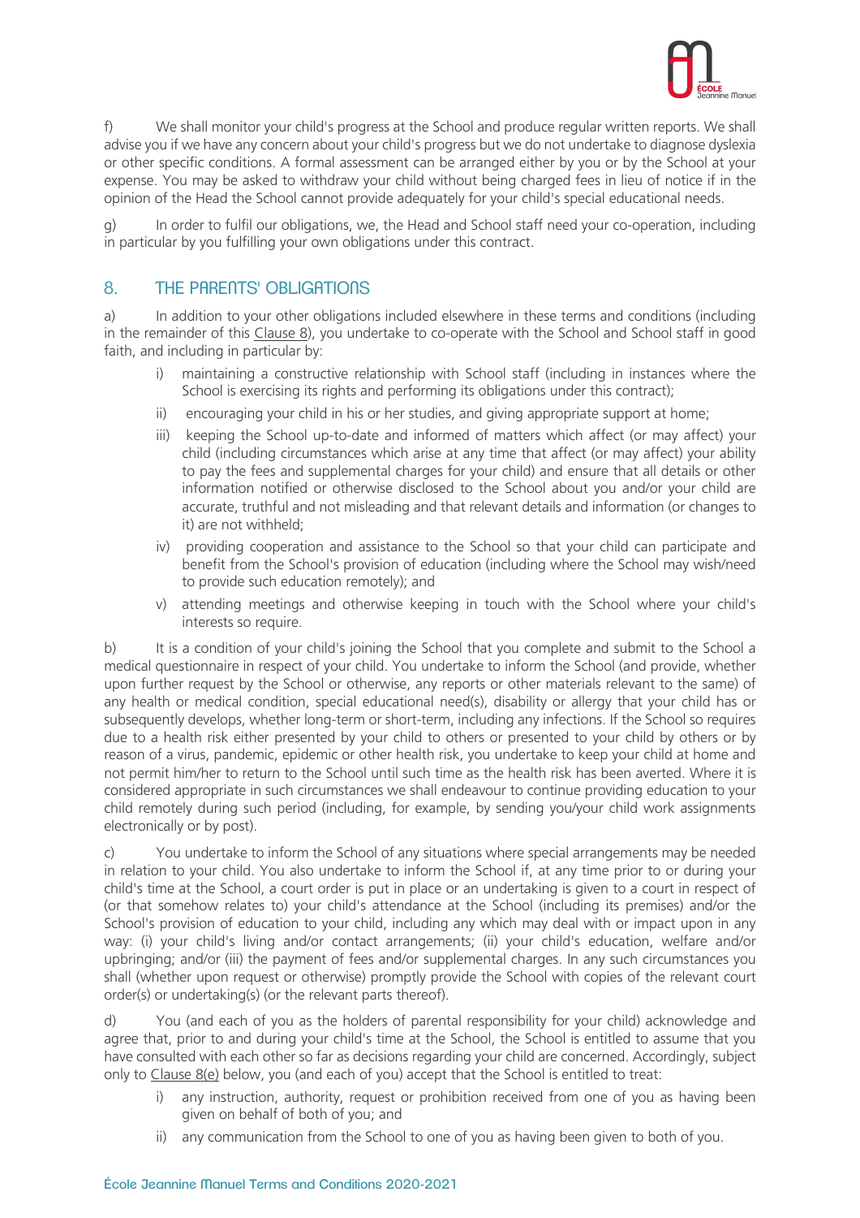f) We shall monitor your child's progress at the School and produce regular written reports. We shall advise you if we have any concern about your child's progress but we do not undertake to diagnose dyslexia or other specific conditions. A formal assessment can be arranged either by you or by the School at your expense. You may be asked to withdraw your child without being charged fees in lieu of notice if in the opinion of the Head the School cannot provide adequately for your child's special educational needs.

g) In order to fulfil our obligations, we, the Head and School staff need your co-operation, including in particular by you fulfilling your own obligations under this contract.

## 8. THE PARENTS' OBLIGATIONS

a) In addition to your other obligations included elsewhere in these terms and conditions (including in the remainder of this Clause 8), you undertake to co-operate with the School and School staff in good faith, and including in particular by:

- i) maintaining a constructive relationship with School staff (including in instances where the School is exercising its rights and performing its obligations under this contract);
- ii) encouraging your child in his or her studies, and giving appropriate support at home;
- iii) keeping the School up-to-date and informed of matters which affect (or may affect) your child (including circumstances which arise at any time that affect (or may affect) your ability to pay the fees and supplemental charges for your child) and ensure that all details or other information notified or otherwise disclosed to the School about you and/or your child are accurate, truthful and not misleading and that relevant details and information (or changes to it) are not withheld;
- iv) providing cooperation and assistance to the School so that your child can participate and benefit from the School's provision of education (including where the School may wish/need to provide such education remotely); and
- v) attending meetings and otherwise keeping in touch with the School where your child's interests so require.

b) It is a condition of your child's joining the School that you complete and submit to the School a medical questionnaire in respect of your child. You undertake to inform the School (and provide, whether upon further request by the School or otherwise, any reports or other materials relevant to the same) of any health or medical condition, special educational need(s), disability or allergy that your child has or subsequently develops, whether long-term or short-term, including any infections. If the School so requires due to a health risk either presented by your child to others or presented to your child by others or by reason of a virus, pandemic, epidemic or other health risk, you undertake to keep your child at home and not permit him/her to return to the School until such time as the health risk has been averted. Where it is considered appropriate in such circumstances we shall endeavour to continue providing education to your child remotely during such period (including, for example, by sending you/your child work assignments electronically or by post).

c) You undertake to inform the School of any situations where special arrangements may be needed in relation to your child. You also undertake to inform the School if, at any time prior to or during your child's time at the School, a court order is put in place or an undertaking is given to a court in respect of (or that somehow relates to) your child's attendance at the School (including its premises) and/or the School's provision of education to your child, including any which may deal with or impact upon in any way: (i) your child's living and/or contact arrangements; (ii) your child's education, welfare and/or upbringing; and/or (iii) the payment of fees and/or supplemental charges. In any such circumstances you shall (whether upon request or otherwise) promptly provide the School with copies of the relevant court order(s) or undertaking(s) (or the relevant parts thereof).

d) You (and each of you as the holders of parental responsibility for your child) acknowledge and agree that, prior to and during your child's time at the School, the School is entitled to assume that you have consulted with each other so far as decisions regarding your child are concerned. Accordingly, subject only to Clause 8(e) below, you (and each of you) accept that the School is entitled to treat:

- i) any instruction, authority, request or prohibition received from one of you as having been given on behalf of both of you; and
- ii) any communication from the School to one of you as having been given to both of you.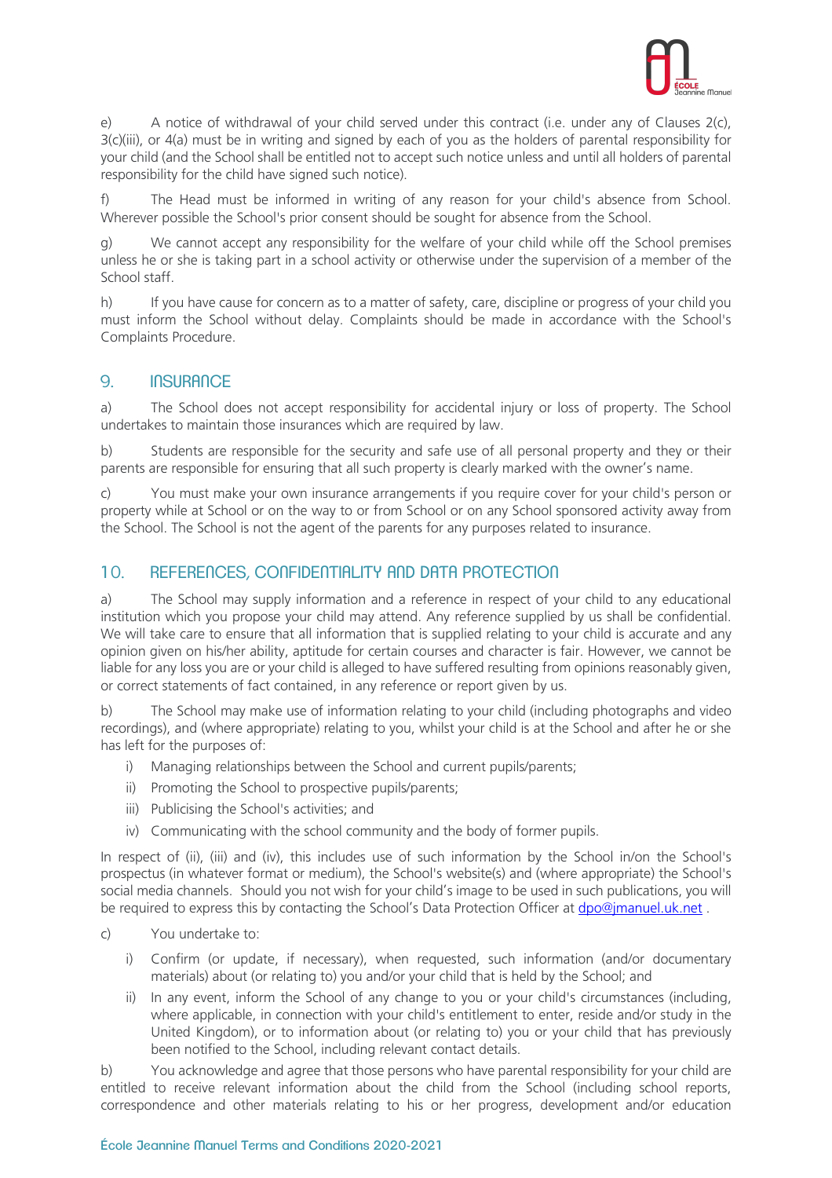e) A notice of withdrawal of your child served under this contract (i.e. under any of Clauses 2(c), 3(c)(iii), or 4(a) must be in writing and signed by each of you as the holders of parental responsibility for your child (and the School shall be entitled not to accept such notice unless and until all holders of parental responsibility for the child have signed such notice).

f) The Head must be informed in writing of any reason for your child's absence from School. Wherever possible the School's prior consent should be sought for absence from the School.

g) We cannot accept any responsibility for the welfare of your child while off the School premises unless he or she is taking part in a school activity or otherwise under the supervision of a member of the School staff.

h) If you have cause for concern as to a matter of safety, care, discipline or progress of your child you must inform the School without delay. Complaints should be made in accordance with the School's Complaints Procedure.

## 9. INSURANCE

a) The School does not accept responsibility for accidental injury or loss of property. The School undertakes to maintain those insurances which are required by law.

b) Students are responsible for the security and safe use of all personal property and they or their parents are responsible for ensuring that all such property is clearly marked with the owner's name.

c) You must make your own insurance arrangements if you require cover for your child's person or property while at School or on the way to or from School or on any School sponsored activity away from the School. The School is not the agent of the parents for any purposes related to insurance.

## 10. REFERENCES, CONFIDENTIALITY AND DATA PROTECTION

a) The School may supply information and a reference in respect of your child to any educational institution which you propose your child may attend. Any reference supplied by us shall be confidential. We will take care to ensure that all information that is supplied relating to your child is accurate and any opinion given on his/her ability, aptitude for certain courses and character is fair. However, we cannot be liable for any loss you are or your child is alleged to have suffered resulting from opinions reasonably given, or correct statements of fact contained, in any reference or report given by us.

b) The School may make use of information relating to your child (including photographs and video recordings), and (where appropriate) relating to you, whilst your child is at the School and after he or she has left for the purposes of:

i) Managing relationships between the School and current pupils/parents;
ii) Promoting the School to prospective pupils/parents;
iii) Publicising the School's activities; and
iv) Communicating with the school community and the body of former pupils.

In respect of (ii), (iii) and (iv), this includes use of such information by the School in/on the School's prospectus (in whatever format or medium), the School's website(s) and (where appropriate) the School's social media channels. Should you not wish for your child's image to be used in such publications, you will be required to express this by contacting the School's Data Protection Officer at dpo@jmanuel.uk.net .

c) You undertake to:

i) Confirm (or update, if necessary), when requested, such information (and/or documentary materials) about (or relating to) you and/or your child that is held by the School; and
ii) In any event, inform the School of any change to you or your child's circumstances (including, where applicable, in connection with your child's entitlement to enter, reside and/or study in the United Kingdom), or to information about (or relating to) you or your child that has previously been notified to the School, including relevant contact details.

b) You acknowledge and agree that those persons who have parental responsibility for your child are entitled to receive relevant information about the child from the School (including school reports, correspondence and other materials relating to his or her progress, development and/or education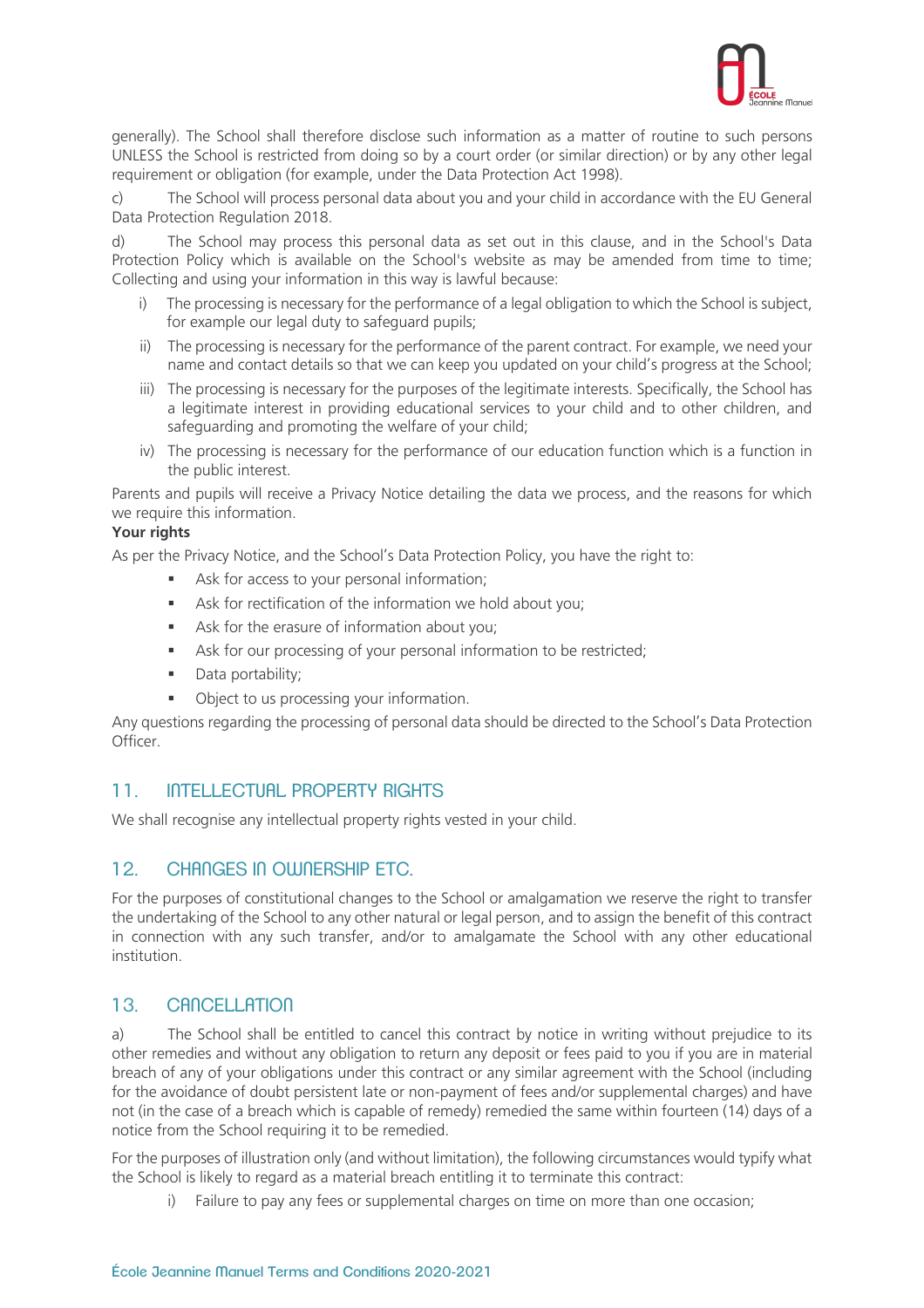generally). The School shall therefore disclose such information as a matter of routine to such persons UNLESS the School is restricted from doing so by a court order (or similar direction) or by any other legal requirement or obligation (for example, under the Data Protection Act 1998).

c) The School will process personal data about you and your child in accordance with the EU General Data Protection Regulation 2018.

d) The School may process this personal data as set out in this clause, and in the School's Data Protection Policy which is available on the School's website as may be amended from time to time; Collecting and using your information in this way is lawful because:

i) The processing is necessary for the performance of a legal obligation to which the School is subject, for example our legal duty to safeguard pupils;

ii) The processing is necessary for the performance of the parent contract. For example, we need your name and contact details so that we can keep you updated on your child's progress at the School;

iii) The processing is necessary for the purposes of the legitimate interests. Specifically, the School has a legitimate interest in providing educational services to your child and to other children, and safeguarding and promoting the welfare of your child;

iv) The processing is necessary for the performance of our education function which is a function in the public interest.

Parents and pupils will receive a Privacy Notice detailing the data we process, and the reasons for which we require this information.

**Your rights**

As per the Privacy Notice, and the School's Data Protection Policy, you have the right to:

- Ask for access to your personal information;
- Ask for rectification of the information we hold about you;
- Ask for the erasure of information about you;
- Ask for our processing of your personal information to be restricted;
- Data portability;
- Object to us processing your information.

Any questions regarding the processing of personal data should be directed to the School's Data Protection Officer.

## 11. INTELLECTUAL PROPERTY RIGHTS

We shall recognise any intellectual property rights vested in your child.

## 12. CHANGES IN OWNERSHIP ETC.

For the purposes of constitutional changes to the School or amalgamation we reserve the right to transfer the undertaking of the School to any other natural or legal person, and to assign the benefit of this contract in connection with any such transfer, and/or to amalgamate the School with any other educational institution.

## 13. CANCELLATION

a) The School shall be entitled to cancel this contract by notice in writing without prejudice to its other remedies and without any obligation to return any deposit or fees paid to you if you are in material breach of any of your obligations under this contract or any similar agreement with the School (including for the avoidance of doubt persistent late or non-payment of fees and/or supplemental charges) and have not (in the case of a breach which is capable of remedy) remedied the same within fourteen (14) days of a notice from the School requiring it to be remedied.

For the purposes of illustration only (and without limitation), the following circumstances would typify what the School is likely to regard as a material breach entitling it to terminate this contract:

i) Failure to pay any fees or supplemental charges on time on more than one occasion;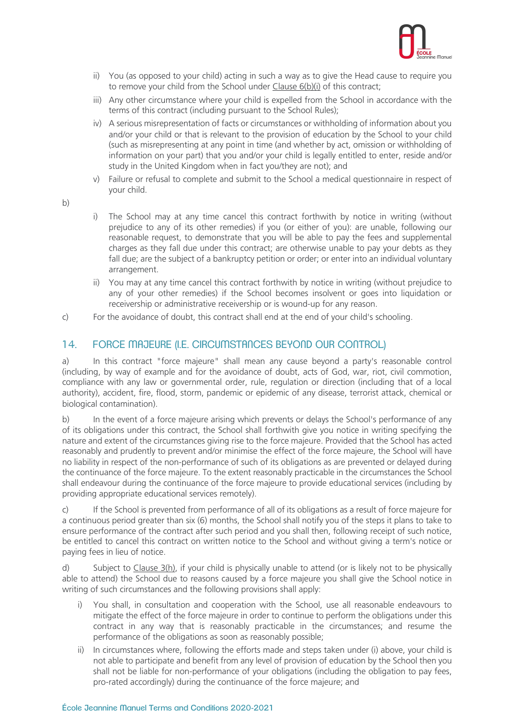ii) You (as opposed to your child) acting in such a way as to give the Head cause to require you to remove your child from the School under Clause 6(b)(i) of this contract;

iii) Any other circumstance where your child is expelled from the School in accordance with the terms of this contract (including pursuant to the School Rules);

iv) A serious misrepresentation of facts or circumstances or withholding of information about you and/or your child or that is relevant to the provision of education by the School to your child (such as misrepresenting at any point in time (and whether by act, omission or withholding of information on your part) that you and/or your child is legally entitled to enter, reside and/or study in the United Kingdom when in fact you/they are not); and

v) Failure or refusal to complete and submit to the School a medical questionnaire in respect of your child.

b)

i) The School may at any time cancel this contract forthwith by notice in writing (without prejudice to any of its other remedies) if you (or either of you): are unable, following our reasonable request, to demonstrate that you will be able to pay the fees and supplemental charges as they fall due under this contract; are otherwise unable to pay your debts as they fall due; are the subject of a bankruptcy petition or order; or enter into an individual voluntary arrangement.

ii) You may at any time cancel this contract forthwith by notice in writing (without prejudice to any of your other remedies) if the School becomes insolvent or goes into liquidation or receivership or administrative receivership or is wound-up for any reason.

c) For the avoidance of doubt, this contract shall end at the end of your child's schooling.

## 14. FORCE MAJEURE (I.E. CIRCUMSTANCES BEYOND OUR CONTROL)

a) In this contract "force majeure" shall mean any cause beyond a party's reasonable control (including, by way of example and for the avoidance of doubt, acts of God, war, riot, civil commotion, compliance with any law or governmental order, rule, regulation or direction (including that of a local authority), accident, fire, flood, storm, pandemic or epidemic of any disease, terrorist attack, chemical or biological contamination).

b) In the event of a force majeure arising which prevents or delays the School's performance of any of its obligations under this contract, the School shall forthwith give you notice in writing specifying the nature and extent of the circumstances giving rise to the force majeure. Provided that the School has acted reasonably and prudently to prevent and/or minimise the effect of the force majeure, the School will have no liability in respect of the non-performance of such of its obligations as are prevented or delayed during the continuance of the force majeure. To the extent reasonably practicable in the circumstances the School shall endeavour during the continuance of the force majeure to provide educational services (including by providing appropriate educational services remotely).

c) If the School is prevented from performance of all of its obligations as a result of force majeure for a continuous period greater than six (6) months, the School shall notify you of the steps it plans to take to ensure performance of the contract after such period and you shall then, following receipt of such notice, be entitled to cancel this contract on written notice to the School and without giving a term's notice or paying fees in lieu of notice.

d) Subject to Clause 3(h), if your child is physically unable to attend (or is likely not to be physically able to attend) the School due to reasons caused by a force majeure you shall give the School notice in writing of such circumstances and the following provisions shall apply:

i) You shall, in consultation and cooperation with the School, use all reasonable endeavours to mitigate the effect of the force majeure in order to continue to perform the obligations under this contract in any way that is reasonably practicable in the circumstances; and resume the performance of the obligations as soon as reasonably possible;

ii) In circumstances where, following the efforts made and steps taken under (i) above, your child is not able to participate and benefit from any level of provision of education by the School then you shall not be liable for non-performance of your obligations (including the obligation to pay fees, pro-rated accordingly) during the continuance of the force majeure; and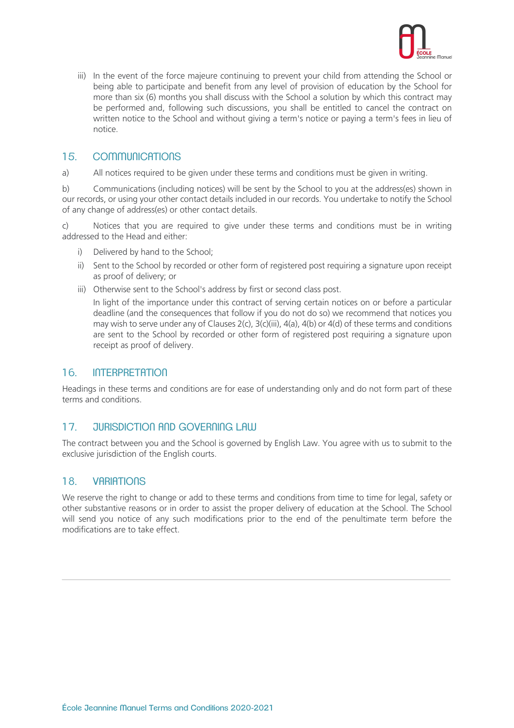iii) In the event of the force majeure continuing to prevent your child from attending the School or being able to participate and benefit from any level of provision of education by the School for more than six (6) months you shall discuss with the School a solution by which this contract may be performed and, following such discussions, you shall be entitled to cancel the contract on written notice to the School and without giving a term's notice or paying a term's fees in lieu of notice.

## 15. COMMUNICATIONS

a) All notices required to be given under these terms and conditions must be given in writing.

b) Communications (including notices) will be sent by the School to you at the address(es) shown in our records, or using your other contact details included in our records. You undertake to notify the School of any change of address(es) or other contact details.

c) Notices that you are required to give under these terms and conditions must be in writing addressed to the Head and either:

i) Delivered by hand to the School;

ii) Sent to the School by recorded or other form of registered post requiring a signature upon receipt as proof of delivery; or

iii) Otherwise sent to the School's address by first or second class post.

In light of the importance under this contract of serving certain notices on or before a particular deadline (and the consequences that follow if you do not do so) we recommend that notices you may wish to serve under any of Clauses 2(c), 3(c)(iii), 4(a), 4(b) or 4(d) of these terms and conditions are sent to the School by recorded or other form of registered post requiring a signature upon receipt as proof of delivery.

## 16. INTERPRETATION

Headings in these terms and conditions are for ease of understanding only and do not form part of these terms and conditions.

## 17. JURISDICTION AND GOVERNING LAW

The contract between you and the School is governed by English Law. You agree with us to submit to the exclusive jurisdiction of the English courts.

## 18. VARIATIONS

We reserve the right to change or add to these terms and conditions from time to time for legal, safety or other substantive reasons or in order to assist the proper delivery of education at the School. The School will send you notice of any such modifications prior to the end of the penultimate term before the modifications are to take effect.